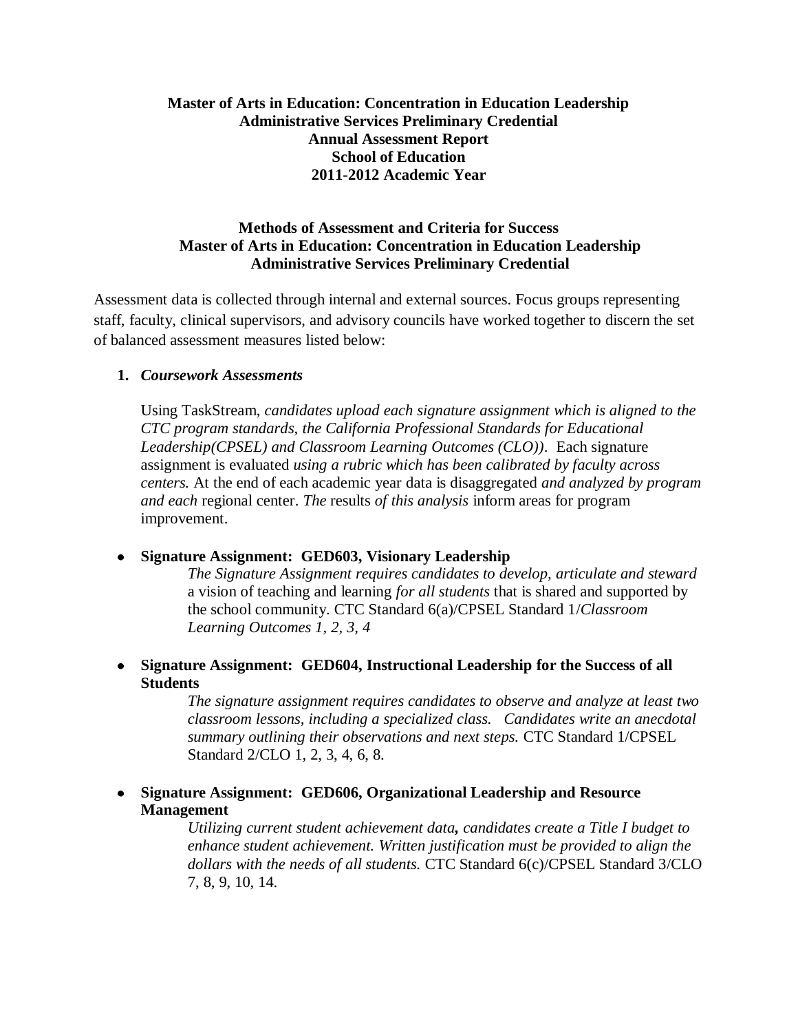**Master of Arts in Education: Concentration in Education Leadership**
**Administrative Services Preliminary Credential**
**Annual Assessment Report**
**School of Education**
**2011-2012 Academic Year**

**Methods of Assessment and Criteria for Success**
**Master of Arts in Education: Concentration in Education Leadership**
**Administrative Services Preliminary Credential**

Assessment data is collected through internal and external sources. Focus groups representing staff, faculty, clinical supervisors, and advisory councils have worked together to discern the set of balanced assessment measures listed below:

1. ***Coursework Assessments***

   Using TaskStream, *candidates upload each signature assignment which is aligned to the CTC program standards, the California Professional Standards for Educational Leadership(CPSEL) and Classroom Learning Outcomes (CLO)).* Each signature assignment is evaluated *using a rubric which has been calibrated by faculty across centers.* At the end of each academic year data is disaggregated *and analyzed by program and each* regional center. *The* results *of this analysis* inform areas for program improvement.

- **Signature Assignment: GED603, Visionary Leadership**

  *The Signature Assignment requires candidates to develop, articulate and steward* a vision of teaching and learning *for all students* that is shared and supported by the school community. CTC Standard 6(a)/CPSEL Standard 1/*Classroom Learning Outcomes 1, 2, 3, 4*

- **Signature Assignment: GED604, Instructional Leadership for the Success of all Students**

  *The signature assignment requires candidates to observe and analyze at least two classroom lessons, including a specialized class. Candidates write an anecdotal summary outlining their observations and next steps.* CTC Standard 1/CPSEL Standard 2/CLO 1, 2, 3, 4, 6, 8.

- **Signature Assignment: GED606, Organizational Leadership and Resource Management**

  *Utilizing current student achievement data**,** candidates create a Title I budget to enhance student achievement. Written justification must be provided to align the dollars with the needs of all students.* CTC Standard 6(c)/CPSEL Standard 3/CLO 7, 8, 9, 10, 14.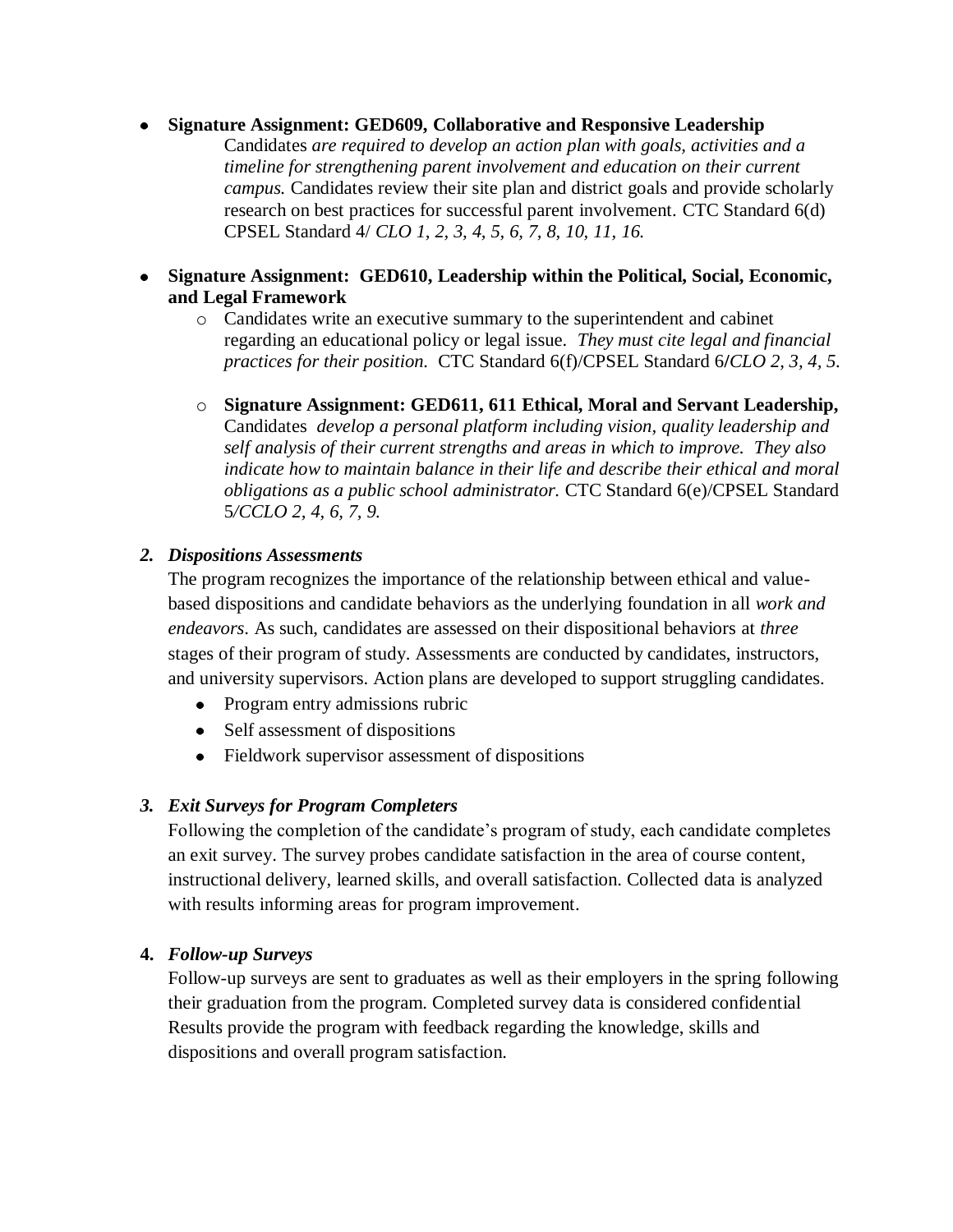- **Signature Assignment: GED609, Collaborative and Responsive Leadership**
  Candidates *are required to develop an action plan with goals, activities and a timeline for strengthening parent involvement and education on their current campus.* Candidates review their site plan and district goals and provide scholarly research on best practices for successful parent involvement. CTC Standard 6(d) CPSEL Standard 4/ *CLO 1, 2, 3, 4, 5, 6, 7, 8, 10, 11, 16.*

- **Signature Assignment: GED610, Leadership within the Political, Social, Economic, and Legal Framework**
  - Candidates write an executive summary to the superintendent and cabinet regarding an educational policy or legal issue. *They must cite legal and financial practices for their position.* CTC Standard 6(f)/CPSEL Standard 6/*CLO 2, 3, 4, 5.*
  - **Signature Assignment: GED611, 611 Ethical, Moral and Servant Leadership,** Candidates *develop a personal platform including vision, quality leadership and self analysis of their current strengths and areas in which to improve. They also indicate how to maintain balance in their life and describe their ethical and moral obligations as a public school administrator.* CTC Standard 6(e)/CPSEL Standard 5/*CCLO 2, 4, 6, 7, 9.*

***2. Dispositions Assessments***

The program recognizes the importance of the relationship between ethical and value-based dispositions and candidate behaviors as the underlying foundation in all *work and endeavors*. As such, candidates are assessed on their dispositional behaviors at *three* stages of their program of study. Assessments are conducted by candidates, instructors, and university supervisors. Action plans are developed to support struggling candidates.

- Program entry admissions rubric
- Self assessment of dispositions
- Fieldwork supervisor assessment of dispositions

***3. Exit Surveys for Program Completers***

Following the completion of the candidate's program of study, each candidate completes an exit survey. The survey probes candidate satisfaction in the area of course content, instructional delivery, learned skills, and overall satisfaction. Collected data is analyzed with results informing areas for program improvement.

**4.** ***Follow-up Surveys***

Follow-up surveys are sent to graduates as well as their employers in the spring following their graduation from the program. Completed survey data is considered confidential Results provide the program with feedback regarding the knowledge, skills and dispositions and overall program satisfaction.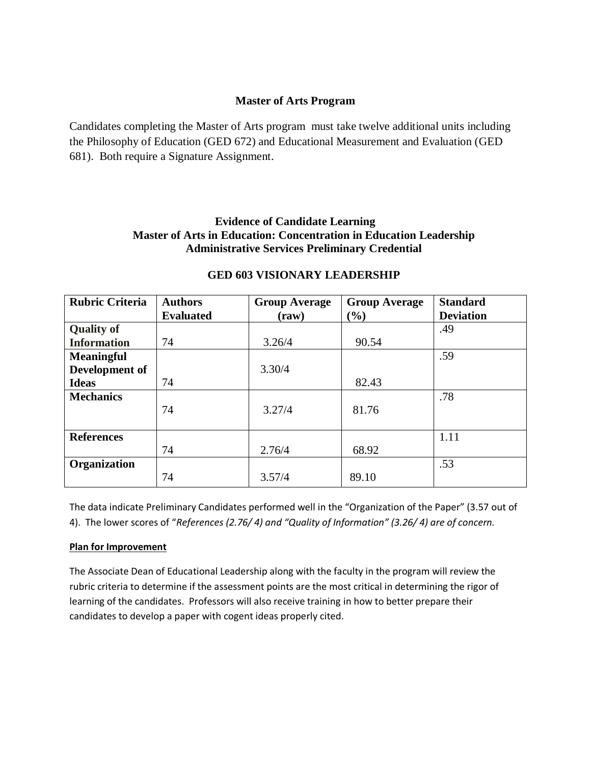### Master of Arts Program

Candidates completing the Master of Arts program must take twelve additional units including the Philosophy of Education (GED 672) and Educational Measurement and Evaluation (GED 681). Both require a Signature Assignment.

### Evidence of Candidate Learning
### Master of Arts in Education: Concentration in Education Leadership
### Administrative Services Preliminary Credential

### GED 603 VISIONARY LEADERSHIP

| Rubric Criteria | Authors Evaluated | Group Average (raw) | Group Average (%) | Standard Deviation |
|---|---|---|---|---|
| **Quality of Information** | 74 | 3.26/4 | 90.54 | .49 |
| **Meaningful Development of Ideas** | 74 | 3.30/4 | 82.43 | .59 |
| **Mechanics** | 74 | 3.27/4 | 81.76 | .78 |
| **References** | 74 | 2.76/4 | 68.92 | 1.11 |
| **Organization** | 74 | 3.57/4 | 89.10 | .53 |

The data indicate Preliminary Candidates performed well in the "Organization of the Paper" (3.57 out of 4). The lower scores of "*References (2.76/ 4) and "Quality of Information" (3.26/ 4) are of concern.*

**Plan for Improvement**

The Associate Dean of Educational Leadership along with the faculty in the program will review the rubric criteria to determine if the assessment points are the most critical in determining the rigor of learning of the candidates. Professors will also receive training in how to better prepare their candidates to develop a paper with cogent ideas properly cited.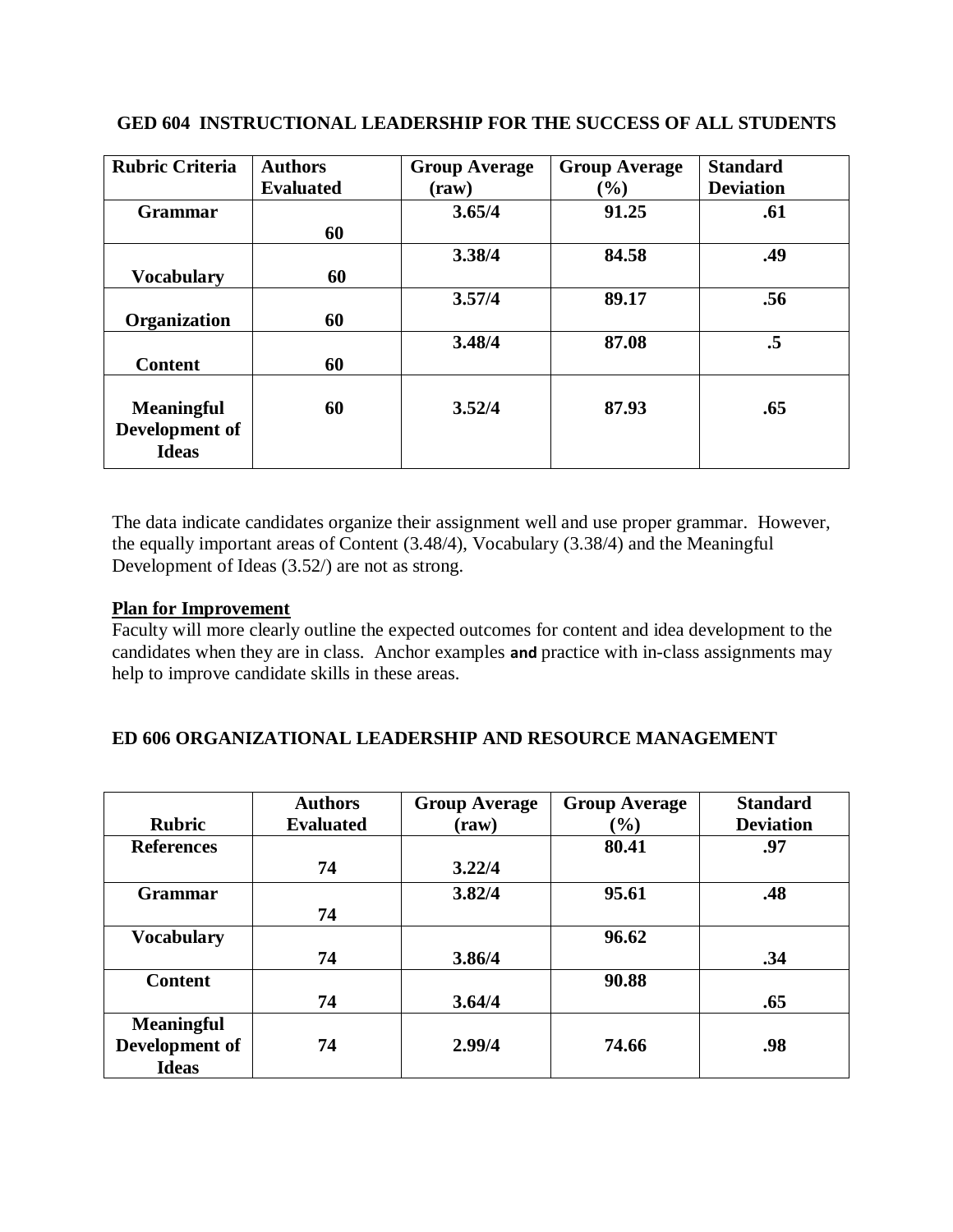## GED 604 INSTRUCTIONAL LEADERSHIP FOR THE SUCCESS OF ALL STUDENTS

| Rubric Criteria | Authors Evaluated | Group Average (raw) | Group Average (%) | Standard Deviation |
|---|---|---|---|---|
| **Grammar** | **60** | **3.65/4** | **91.25** | **.61** |
| **Vocabulary** | **60** | **3.38/4** | **84.58** | **.49** |
| **Organization** | **60** | **3.57/4** | **89.17** | **.56** |
| **Content** | **60** | **3.48/4** | **87.08** | **.5** |
| **Meaningful Development of Ideas** | **60** | **3.52/4** | **87.93** | **.65** |

The data indicate candidates organize their assignment well and use proper grammar. However, the equally important areas of Content (3.48/4), Vocabulary (3.38/4) and the Meaningful Development of Ideas (3.52/) are not as strong.

**Plan for Improvement**

Faculty will more clearly outline the expected outcomes for content and idea development to the candidates when they are in class. Anchor examples **and** practice with in-class assignments may help to improve candidate skills in these areas.

## ED 606 ORGANIZATIONAL LEADERSHIP AND RESOURCE MANAGEMENT

| Rubric | Authors Evaluated | Group Average (raw) | Group Average (%) | Standard Deviation |
|---|---|---|---|---|
| **References** | **74** | **3.22/4** | **80.41** | **.97** |
| **Grammar** | **74** | **3.82/4** | **95.61** | **.48** |
| **Vocabulary** | **74** | **3.86/4** | **96.62** | **.34** |
| **Content** | **74** | **3.64/4** | **90.88** | **.65** |
| **Meaningful Development of Ideas** | **74** | **2.99/4** | **74.66** | **.98** |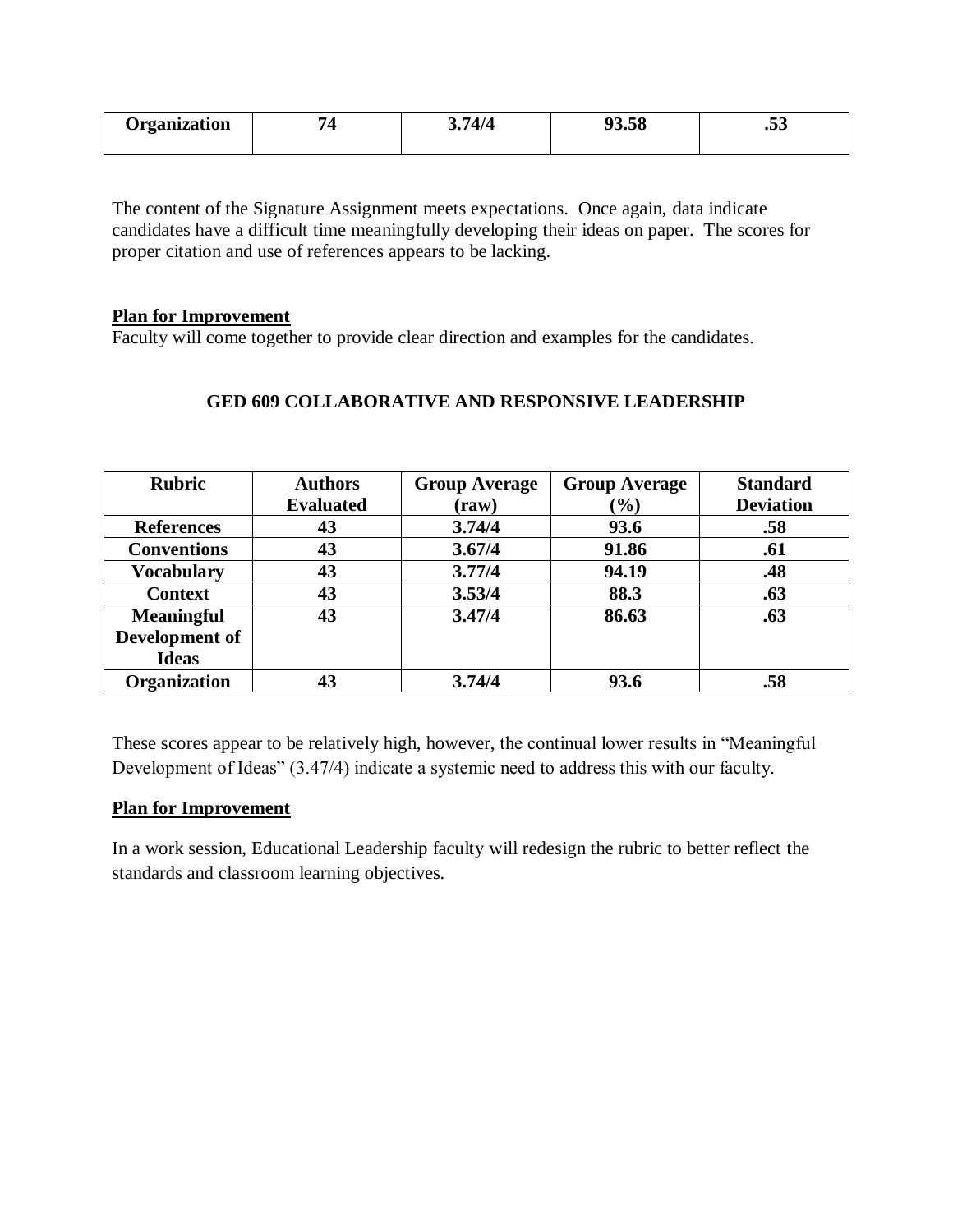| Organization | 74 | 3.74/4 | 93.58 | .53 |
|---|---|---|---|---|

The content of the Signature Assignment meets expectations. Once again, data indicate candidates have a difficult time meaningfully developing their ideas on paper. The scores for proper citation and use of references appears to be lacking.

**Plan for Improvement**

Faculty will come together to provide clear direction and examples for the candidates.

## GED 609 COLLABORATIVE AND RESPONSIVE LEADERSHIP

| Rubric | Authors Evaluated | Group Average (raw) | Group Average (%) | Standard Deviation |
|---|---|---|---|---|
| References | 43 | 3.74/4 | 93.6 | .58 |
| Conventions | 43 | 3.67/4 | 91.86 | .61 |
| Vocabulary | 43 | 3.77/4 | 94.19 | .48 |
| Context | 43 | 3.53/4 | 88.3 | .63 |
| Meaningful Development of Ideas | 43 | 3.47/4 | 86.63 | .63 |
| Organization | 43 | 3.74/4 | 93.6 | .58 |

These scores appear to be relatively high, however, the continual lower results in "Meaningful Development of Ideas" (3.47/4) indicate a systemic need to address this with our faculty.

**Plan for Improvement**

In a work session, Educational Leadership faculty will redesign the rubric to better reflect the standards and classroom learning objectives.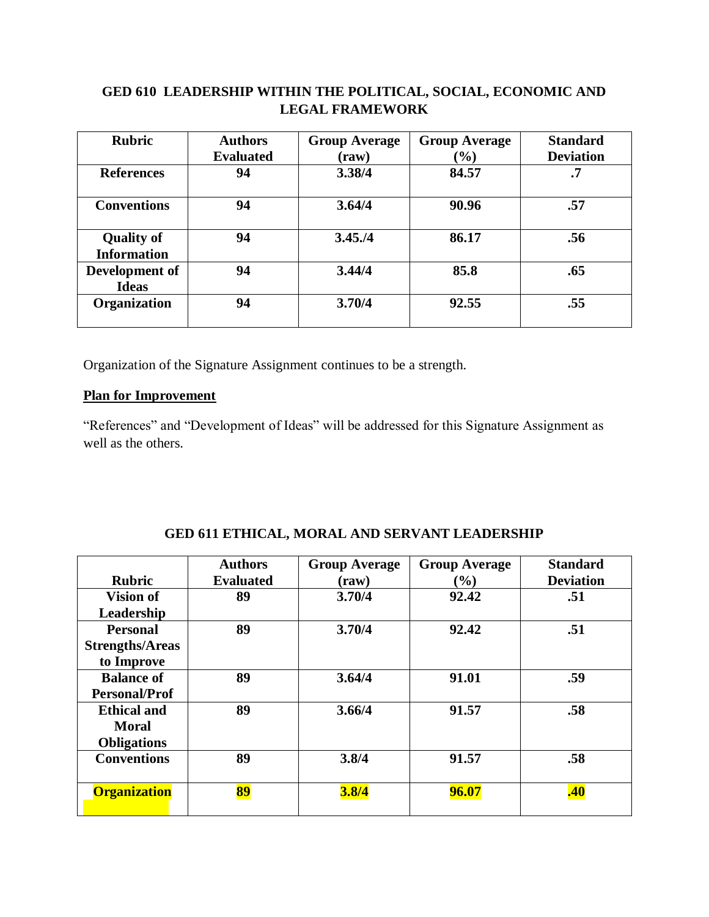## GED 610 LEADERSHIP WITHIN THE POLITICAL, SOCIAL, ECONOMIC AND LEGAL FRAMEWORK

| Rubric | Authors Evaluated | Group Average (raw) | Group Average (%) | Standard Deviation |
|---|---|---|---|---|
| **References** | **94** | **3.38/4** | **84.57** | **.7** |
| **Conventions** | **94** | **3.64/4** | **90.96** | **.57** |
| **Quality of Information** | **94** | **3.45./4** | **86.17** | **.56** |
| **Development of Ideas** | **94** | **3.44/4** | **85.8** | **.65** |
| **Organization** | **94** | **3.70/4** | **92.55** | **.55** |

Organization of the Signature Assignment continues to be a strength.

**Plan for Improvement**

"References" and "Development of Ideas" will be addressed for this Signature Assignment as well as the others.

## GED 611 ETHICAL, MORAL AND SERVANT LEADERSHIP

| Rubric | Authors Evaluated | Group Average (raw) | Group Average (%) | Standard Deviation |
|---|---|---|---|---|
| **Vision of Leadership** | **89** | **3.70/4** | **92.42** | **.51** |
| **Personal Strengths/Areas to Improve** | **89** | **3.70/4** | **92.42** | **.51** |
| **Balance of Personal/Prof** | **89** | **3.64/4** | **91.01** | **.59** |
| **Ethical and Moral Obligations** | **89** | **3.66/4** | **91.57** | **.58** |
| **Conventions** | **89** | **3.8/4** | **91.57** | **.58** |
| **Organization** | **89** | **3.8/4** | **96.07** | **.40** |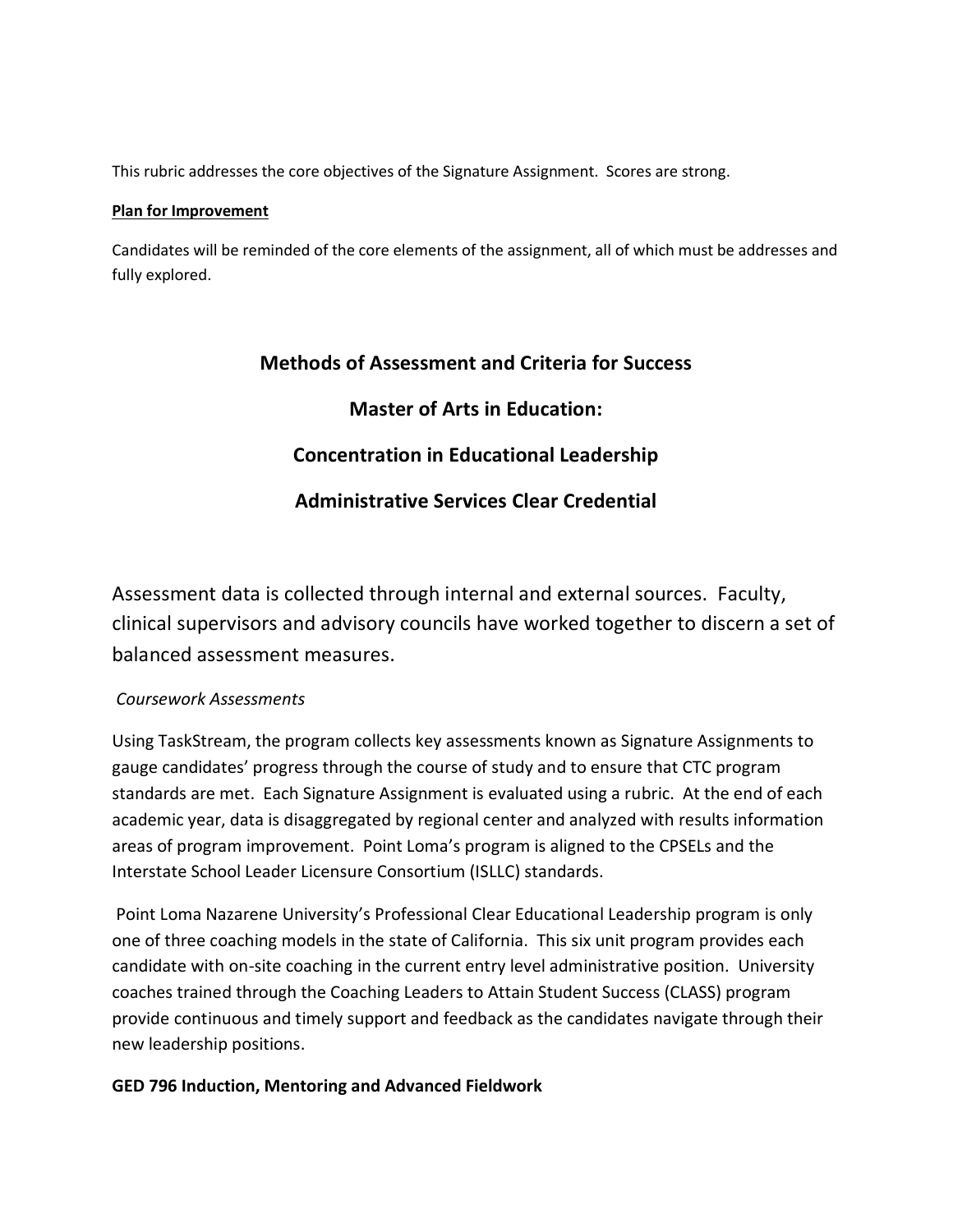This rubric addresses the core objectives of the Signature Assignment. Scores are strong.

**Plan for Improvement**

Candidates will be reminded of the core elements of the assignment, all of which must be addresses and fully explored.

## Methods of Assessment and Criteria for Success

## Master of Arts in Education:

## Concentration in Educational Leadership

## Administrative Services Clear Credential

Assessment data is collected through internal and external sources. Faculty, clinical supervisors and advisory councils have worked together to discern a set of balanced assessment measures.

*Coursework Assessments*

Using TaskStream, the program collects key assessments known as Signature Assignments to gauge candidates' progress through the course of study and to ensure that CTC program standards are met. Each Signature Assignment is evaluated using a rubric. At the end of each academic year, data is disaggregated by regional center and analyzed with results information areas of program improvement. Point Loma's program is aligned to the CPSELs and the Interstate School Leader Licensure Consortium (ISLLC) standards.

Point Loma Nazarene University's Professional Clear Educational Leadership program is only one of three coaching models in the state of California. This six unit program provides each candidate with on-site coaching in the current entry level administrative position. University coaches trained through the Coaching Leaders to Attain Student Success (CLASS) program provide continuous and timely support and feedback as the candidates navigate through their new leadership positions.

**GED 796 Induction, Mentoring and Advanced Fieldwork**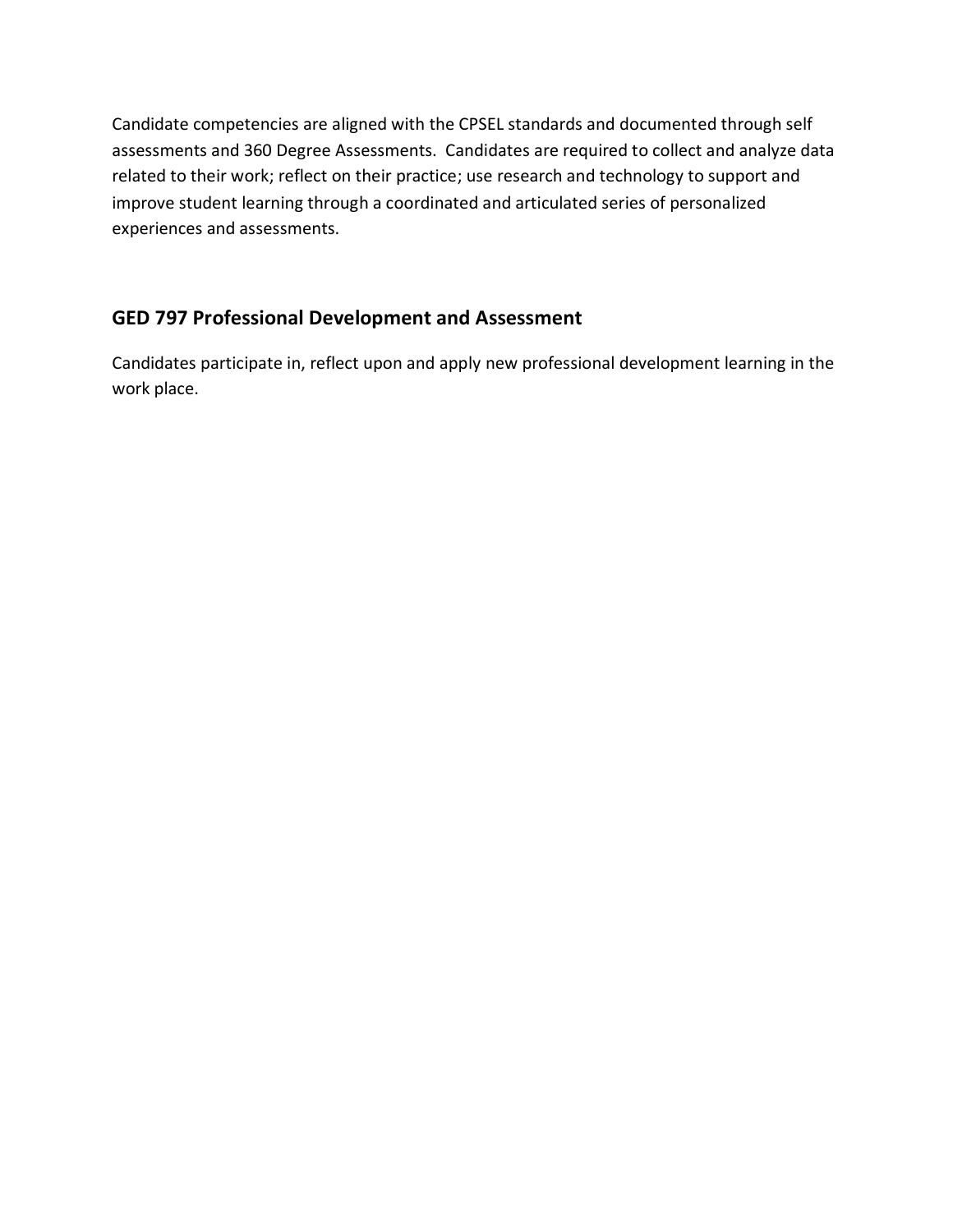Candidate competencies are aligned with the CPSEL standards and documented through self assessments and 360 Degree Assessments.  Candidates are required to collect and analyze data related to their work; reflect on their practice; use research and technology to support and improve student learning through a coordinated and articulated series of personalized experiences and assessments.

## GED 797 Professional Development and Assessment

Candidates participate in, reflect upon and apply new professional development learning in the work place.